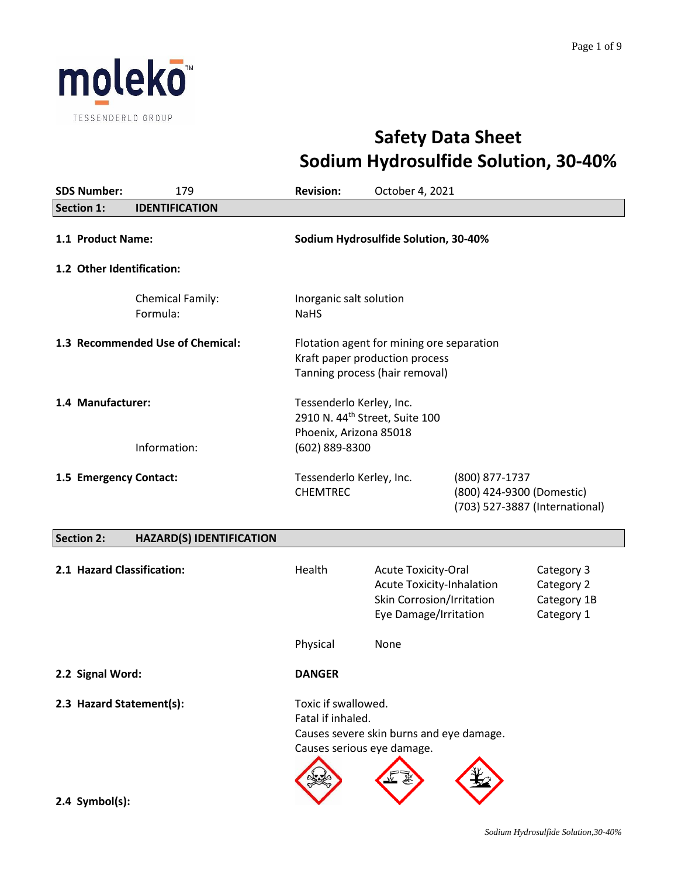moleko™

TESSENDERLO GROUP

# Safety Data Sheet
# Sodium Hydrosulfide Solution, 30-40%

**SDS Number:** 179 **Revision:** October 4, 2021

## Section 1: IDENTIFICATION

**1.1 Product Name:** **Sodium Hydrosulfide Solution, 30-40%**

**1.2 Other Identification:**

| | |
|---|---|
| Chemical Family: | Inorganic salt solution |
| Formula: | NaHS |

**1.3 Recommended Use of Chemical:**
Flotation agent for mining ore separation
Kraft paper production process
Tanning process (hair removal)

**1.4 Manufacturer:**
Tessenderlo Kerley, Inc.
2910 N. 44th Street, Suite 100
Phoenix, Arizona 85018

Information: (602) 889-8300

**1.5 Emergency Contact:**

| | |
|---|---|
| Tessenderlo Kerley, Inc. | (800) 877-1737 |
| CHEMTREC | (800) 424-9300 (Domestic) |
| | (703) 527-3887 (International) |

## Section 2: HAZARD(S) IDENTIFICATION

**2.1 Hazard Classification:**

| | | |
|---|---|---|
| Health | Acute Toxicity-Oral | Category 3 |
| | Acute Toxicity-Inhalation | Category 2 |
| | Skin Corrosion/Irritation | Category 1B |
| | Eye Damage/Irritation | Category 1 |
| Physical | None | |

**2.2 Signal Word:** **DANGER**

**2.3 Hazard Statement(s):**
Toxic if swallowed.
Fatal if inhaled.
Causes severe skin burns and eye damage.
Causes serious eye damage.

**2.4 Symbol(s):**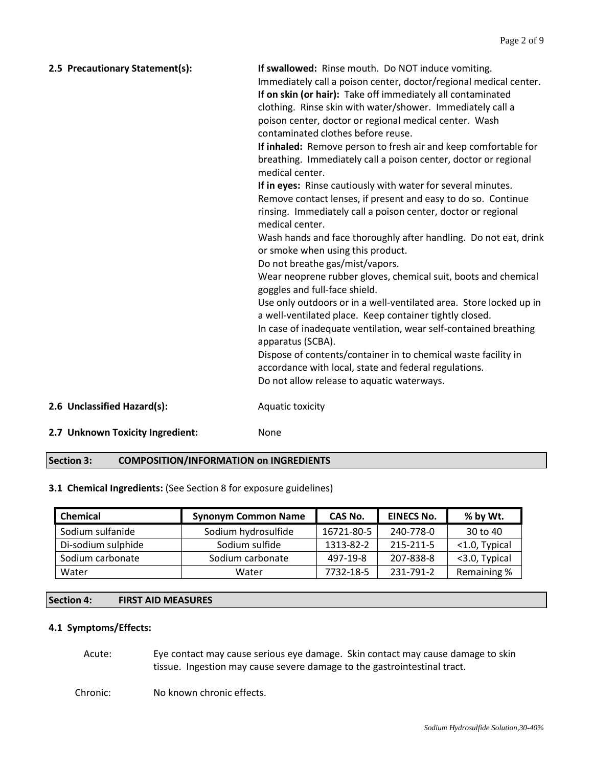**2.5 Precautionary Statement(s):**

**If swallowed:** Rinse mouth. Do NOT induce vomiting. Immediately call a poison center, doctor/regional medical center.
**If on skin (or hair):** Take off immediately all contaminated clothing. Rinse skin with water/shower. Immediately call a poison center, doctor or regional medical center. Wash contaminated clothes before reuse.
**If inhaled:** Remove person to fresh air and keep comfortable for breathing. Immediately call a poison center, doctor or regional medical center.
**If in eyes:** Rinse cautiously with water for several minutes. Remove contact lenses, if present and easy to do so. Continue rinsing. Immediately call a poison center, doctor or regional medical center.
Wash hands and face thoroughly after handling. Do not eat, drink or smoke when using this product.
Do not breathe gas/mist/vapors.
Wear neoprene rubber gloves, chemical suit, boots and chemical goggles and full-face shield.
Use only outdoors or in a well-ventilated area. Store locked up in a well-ventilated place. Keep container tightly closed.
In case of inadequate ventilation, wear self-contained breathing apparatus (SCBA).
Dispose of contents/container in to chemical waste facility in accordance with local, state and federal regulations.
Do not allow release to aquatic waterways.

**2.6 Unclassified Hazard(s):** Aquatic toxicity

**2.7 Unknown Toxicity Ingredient:** None

## Section 3: COMPOSITION/INFORMATION on INGREDIENTS

**3.1 Chemical Ingredients:** (See Section 8 for exposure guidelines)

| Chemical | Synonym Common Name | CAS No. | EINECS No. | % by Wt. |
|---|---|---|---|---|
| Sodium sulfanide | Sodium hydrosulfide | 16721-80-5 | 240-778-0 | 30 to 40 |
| Di-sodium sulphide | Sodium sulfide | 1313-82-2 | 215-211-5 | <1.0, Typical |
| Sodium carbonate | Sodium carbonate | 497-19-8 | 207-838-8 | <3.0, Typical |
| Water | Water | 7732-18-5 | 231-791-2 | Remaining % |

## Section 4: FIRST AID MEASURES

**4.1 Symptoms/Effects:**

Acute: Eye contact may cause serious eye damage. Skin contact may cause damage to skin tissue. Ingestion may cause severe damage to the gastrointestinal tract.

Chronic: No known chronic effects.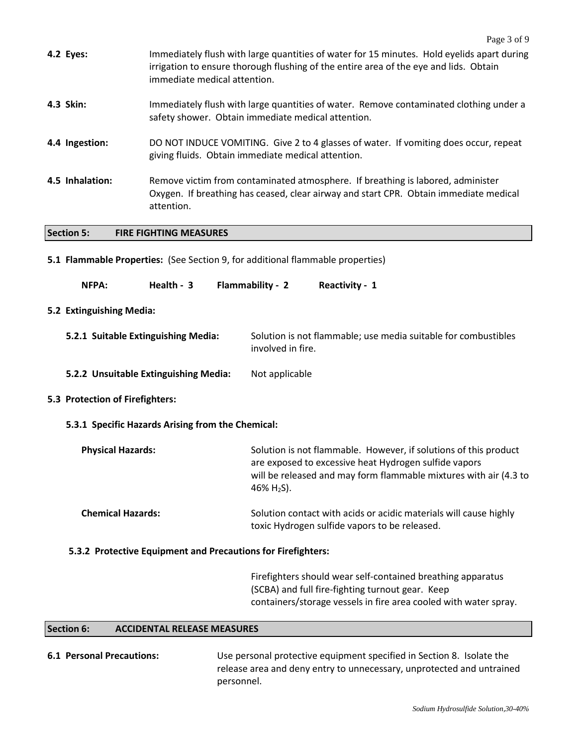**4.2 Eyes:** Immediately flush with large quantities of water for 15 minutes. Hold eyelids apart during irrigation to ensure thorough flushing of the entire area of the eye and lids. Obtain immediate medical attention.

**4.3 Skin:** Immediately flush with large quantities of water. Remove contaminated clothing under a safety shower. Obtain immediate medical attention.

**4.4 Ingestion:** DO NOT INDUCE VOMITING. Give 2 to 4 glasses of water. If vomiting does occur, repeat giving fluids. Obtain immediate medical attention.

**4.5 Inhalation:** Remove victim from contaminated atmosphere. If breathing is labored, administer Oxygen. If breathing has ceased, clear airway and start CPR. Obtain immediate medical attention.

## Section 5: FIRE FIGHTING MEASURES

**5.1 Flammable Properties:** (See Section 9, for additional flammable properties)

**NFPA:** **Health - 3** **Flammability - 2** **Reactivity - 1**

**5.2 Extinguishing Media:**

**5.2.1 Suitable Extinguishing Media:** Solution is not flammable; use media suitable for combustibles involved in fire.

**5.2.2 Unsuitable Extinguishing Media:** Not applicable

**5.3 Protection of Firefighters:**

**5.3.1 Specific Hazards Arising from the Chemical:**

**Physical Hazards:** Solution is not flammable. However, if solutions of this product are exposed to excessive heat Hydrogen sulfide vapors will be released and may form flammable mixtures with air (4.3 to 46% $H_2S$).

**Chemical Hazards:** Solution contact with acids or acidic materials will cause highly toxic Hydrogen sulfide vapors to be released.

**5.3.2 Protective Equipment and Precautions for Firefighters:**

Firefighters should wear self-contained breathing apparatus (SCBA) and full fire-fighting turnout gear. Keep containers/storage vessels in fire area cooled with water spray.

## Section 6: ACCIDENTAL RELEASE MEASURES

**6.1 Personal Precautions:** Use personal protective equipment specified in Section 8. Isolate the release area and deny entry to unnecessary, unprotected and untrained personnel.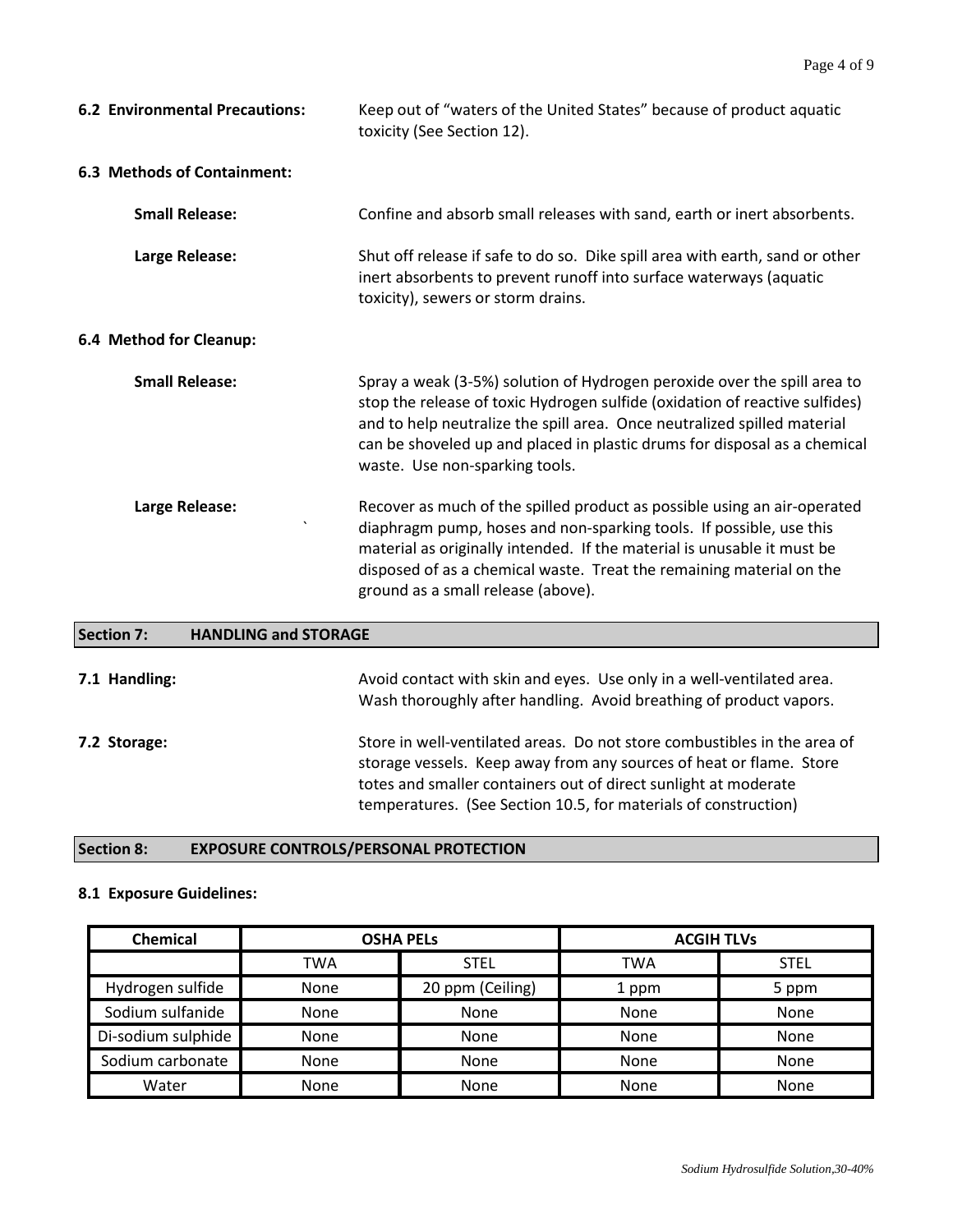**6.2 Environmental Precautions:** Keep out of "waters of the United States" because of product aquatic toxicity (See Section 12).

**6.3 Methods of Containment:**

**Small Release:** Confine and absorb small releases with sand, earth or inert absorbents.

**Large Release:** Shut off release if safe to do so. Dike spill area with earth, sand or other inert absorbents to prevent runoff into surface waterways (aquatic toxicity), sewers or storm drains.

**6.4 Method for Cleanup:**

**Small Release:** Spray a weak (3-5%) solution of Hydrogen peroxide over the spill area to stop the release of toxic Hydrogen sulfide (oxidation of reactive sulfides) and to help neutralize the spill area. Once neutralized spilled material can be shoveled up and placed in plastic drums for disposal as a chemical waste. Use non-sparking tools.

**Large Release:** Recover as much of the spilled product as possible using an air-operated diaphragm pump, hoses and non-sparking tools. If possible, use this material as originally intended. If the material is unusable it must be disposed of as a chemical waste. Treat the remaining material on the ground as a small release (above).

## Section 7: HANDLING and STORAGE

**7.1 Handling:** Avoid contact with skin and eyes. Use only in a well-ventilated area. Wash thoroughly after handling. Avoid breathing of product vapors.

**7.2 Storage:** Store in well-ventilated areas. Do not store combustibles in the area of storage vessels. Keep away from any sources of heat or flame. Store totes and smaller containers out of direct sunlight at moderate temperatures. (See Section 10.5, for materials of construction)

## Section 8: EXPOSURE CONTROLS/PERSONAL PROTECTION

**8.1 Exposure Guidelines:**

| Chemical | OSHA PELs | | ACGIH TLVs | |
|---|---|---|---|---|
| | TWA | STEL | TWA | STEL |
| Hydrogen sulfide | None | 20 ppm (Ceiling) | 1 ppm | 5 ppm |
| Sodium sulfanide | None | None | None | None |
| Di-sodium sulphide | None | None | None | None |
| Sodium carbonate | None | None | None | None |
| Water | None | None | None | None |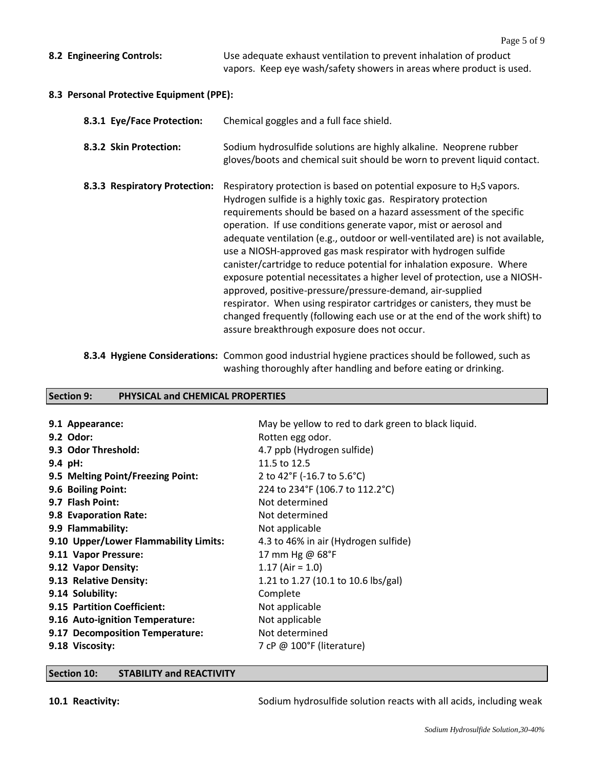**8.2 Engineering Controls:** Use adequate exhaust ventilation to prevent inhalation of product vapors. Keep eye wash/safety showers in areas where product is used.

**8.3 Personal Protective Equipment (PPE):**

**8.3.1 Eye/Face Protection:** Chemical goggles and a full face shield.

**8.3.2 Skin Protection:** Sodium hydrosulfide solutions are highly alkaline. Neoprene rubber gloves/boots and chemical suit should be worn to prevent liquid contact.

**8.3.3 Respiratory Protection:** Respiratory protection is based on potential exposure to $H_2S$ vapors. Hydrogen sulfide is a highly toxic gas. Respiratory protection requirements should be based on a hazard assessment of the specific operation. If use conditions generate vapor, mist or aerosol and adequate ventilation (e.g., outdoor or well-ventilated are) is not available, use a NIOSH-approved gas mask respirator with hydrogen sulfide canister/cartridge to reduce potential for inhalation exposure. Where exposure potential necessitates a higher level of protection, use a NIOSH-approved, positive-pressure/pressure-demand, air-supplied respirator. When using respirator cartridges or canisters, they must be changed frequently (following each use or at the end of the work shift) to assure breakthrough exposure does not occur.

**8.3.4 Hygiene Considerations:** Common good industrial hygiene practices should be followed, such as washing thoroughly after handling and before eating or drinking.

## Section 9: PHYSICAL and CHEMICAL PROPERTIES

| | |
|---|---|
| **9.1 Appearance:** | May be yellow to red to dark green to black liquid. |
| **9.2 Odor:** | Rotten egg odor. |
| **9.3 Odor Threshold:** | 4.7 ppb (Hydrogen sulfide) |
| **9.4 pH:** | 11.5 to 12.5 |
| **9.5 Melting Point/Freezing Point:** | 2 to 42°F (-16.7 to 5.6°C) |
| **9.6 Boiling Point:** | 224 to 234°F (106.7 to 112.2°C) |
| **9.7 Flash Point:** | Not determined |
| **9.8 Evaporation Rate:** | Not determined |
| **9.9 Flammability:** | Not applicable |
| **9.10 Upper/Lower Flammability Limits:** | 4.3 to 46% in air (Hydrogen sulfide) |
| **9.11 Vapor Pressure:** | 17 mm Hg @ 68°F |
| **9.12 Vapor Density:** | 1.17 (Air = 1.0) |
| **9.13 Relative Density:** | 1.21 to 1.27 (10.1 to 10.6 lbs/gal) |
| **9.14 Solubility:** | Complete |
| **9.15 Partition Coefficient:** | Not applicable |
| **9.16 Auto-ignition Temperature:** | Not applicable |
| **9.17 Decomposition Temperature:** | Not determined |
| **9.18 Viscosity:** | 7 cP @ 100°F (literature) |

## Section 10: STABILITY and REACTIVITY

**10.1 Reactivity:** Sodium hydrosulfide solution reacts with all acids, including weak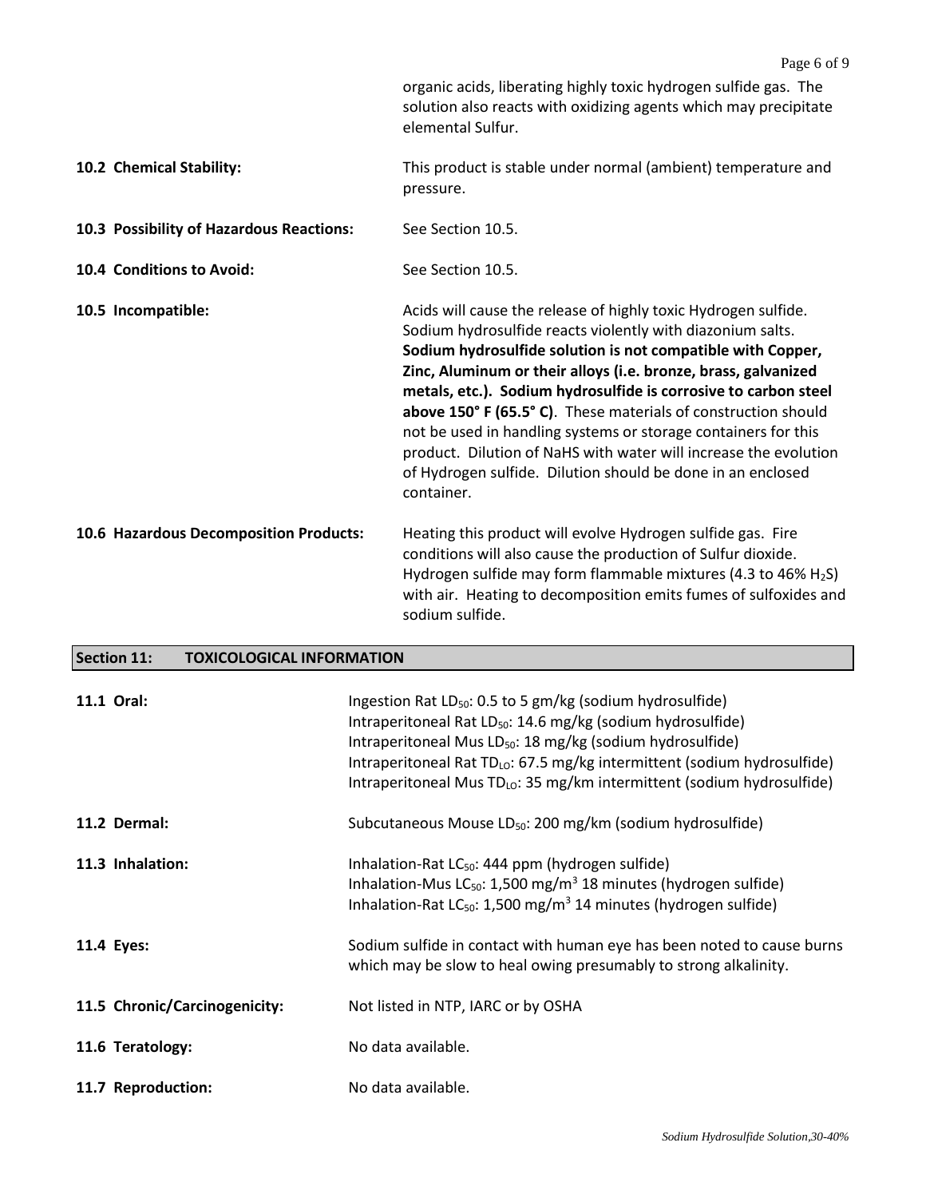organic acids, liberating highly toxic hydrogen sulfide gas. The solution also reacts with oxidizing agents which may precipitate elemental Sulfur.

**10.2 Chemical Stability:** This product is stable under normal (ambient) temperature and pressure.

**10.3 Possibility of Hazardous Reactions:** See Section 10.5.

**10.4 Conditions to Avoid:** See Section 10.5.

**10.5 Incompatible:** Acids will cause the release of highly toxic Hydrogen sulfide. Sodium hydrosulfide reacts violently with diazonium salts. **Sodium hydrosulfide solution is not compatible with Copper, Zinc, Aluminum or their alloys (i.e. bronze, brass, galvanized metals, etc.). Sodium hydrosulfide is corrosive to carbon steel above 150° F (65.5° C)**. These materials of construction should not be used in handling systems or storage containers for this product. Dilution of NaHS with water will increase the evolution of Hydrogen sulfide. Dilution should be done in an enclosed container.

**10.6 Hazardous Decomposition Products:** Heating this product will evolve Hydrogen sulfide gas. Fire conditions will also cause the production of Sulfur dioxide. Hydrogen sulfide may form flammable mixtures (4.3 to 46% $H_2S$) with air. Heating to decomposition emits fumes of sulfoxides and sodium sulfide.

## Section 11: TOXICOLOGICAL INFORMATION

**11.1 Oral:**
Ingestion Rat $LD_{50}$: 0.5 to 5 gm/kg (sodium hydrosulfide)
Intraperitoneal Rat $LD_{50}$: 14.6 mg/kg (sodium hydrosulfide)
Intraperitoneal Mus $LD_{50}$: 18 mg/kg (sodium hydrosulfide)
Intraperitoneal Rat $TD_{LO}$: 67.5 mg/kg intermittent (sodium hydrosulfide)
Intraperitoneal Mus $TD_{LO}$: 35 mg/km intermittent (sodium hydrosulfide)

**11.2 Dermal:** Subcutaneous Mouse $LD_{50}$: 200 mg/km (sodium hydrosulfide)

**11.3 Inhalation:**
Inhalation-Rat $LC_{50}$: 444 ppm (hydrogen sulfide)
Inhalation-Mus $LC_{50}$: 1,500 $mg/m^3$ 18 minutes (hydrogen sulfide)
Inhalation-Rat $LC_{50}$: 1,500 $mg/m^3$ 14 minutes (hydrogen sulfide)

**11.4 Eyes:** Sodium sulfide in contact with human eye has been noted to cause burns which may be slow to heal owing presumably to strong alkalinity.

**11.5 Chronic/Carcinogenicity:** Not listed in NTP, IARC or by OSHA

**11.6 Teratology:** No data available.

**11.7 Reproduction:** No data available.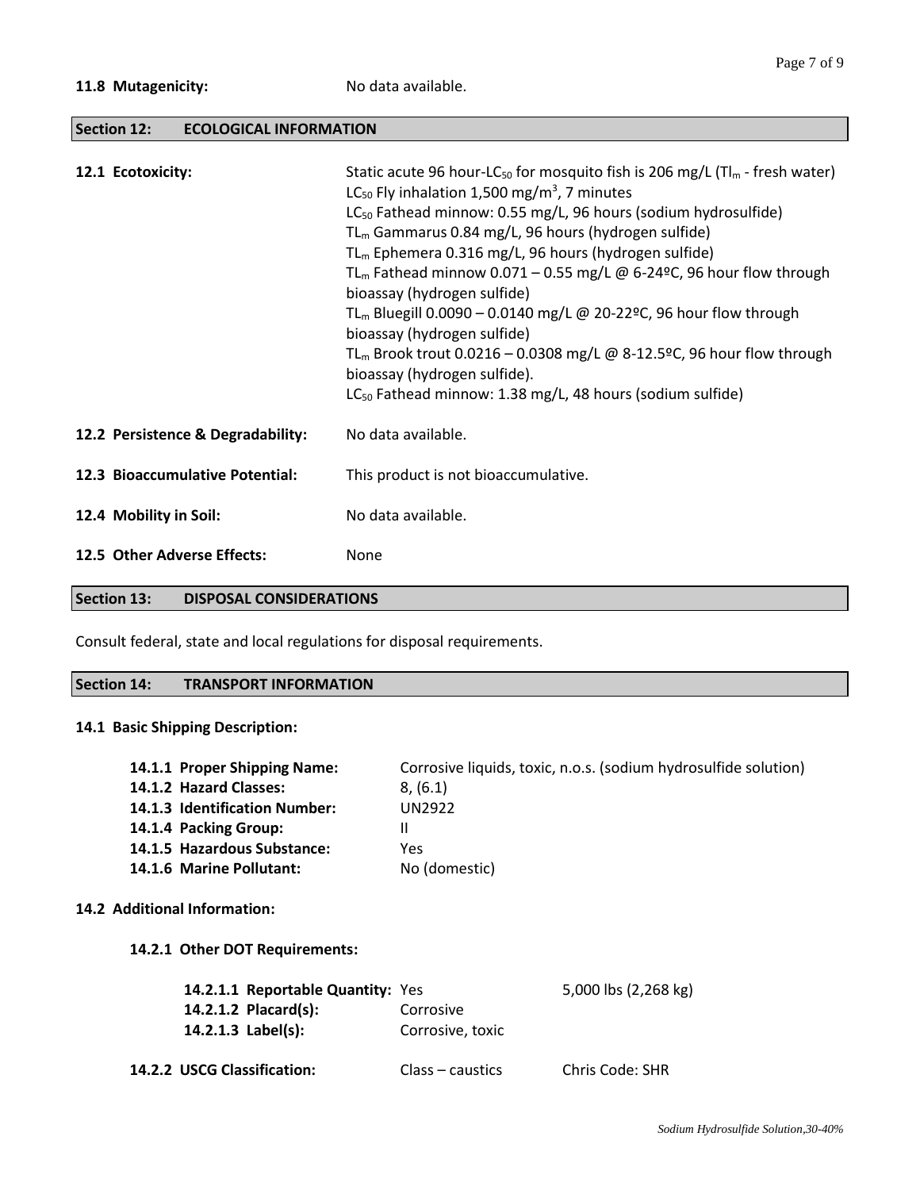**11.8 Mutagenicity:** No data available.

## Section 12: ECOLOGICAL INFORMATION

**12.1 Ecotoxicity:**

Static acute 96 hour-$LC_{50}$ for mosquito fish is 206 mg/L ($Tl_m$ - fresh water)
$LC_{50}$ Fly inhalation 1,500 mg/$m^3$, 7 minutes
$LC_{50}$ Fathead minnow: 0.55 mg/L, 96 hours (sodium hydrosulfide)
$TL_m$ Gammarus 0.84 mg/L, 96 hours (hydrogen sulfide)
$TL_m$ Ephemera 0.316 mg/L, 96 hours (hydrogen sulfide)
$TL_m$ Fathead minnow 0.071 – 0.55 mg/L @ 6-24ºC, 96 hour flow through bioassay (hydrogen sulfide)
$TL_m$ Bluegill 0.0090 – 0.0140 mg/L @ 20-22ºC, 96 hour flow through bioassay (hydrogen sulfide)
$TL_m$ Brook trout 0.0216 – 0.0308 mg/L @ 8-12.5ºC, 96 hour flow through bioassay (hydrogen sulfide).
$LC_{50}$ Fathead minnow: 1.38 mg/L, 48 hours (sodium sulfide)

**12.2 Persistence & Degradability:** No data available.

**12.3 Bioaccumulative Potential:** This product is not bioaccumulative.

**12.4 Mobility in Soil:** No data available.

**12.5 Other Adverse Effects:** None

## Section 13: DISPOSAL CONSIDERATIONS

Consult federal, state and local regulations for disposal requirements.

## Section 14: TRANSPORT INFORMATION

**14.1 Basic Shipping Description:**

**14.1.1 Proper Shipping Name:** Corrosive liquids, toxic, n.o.s. (sodium hydrosulfide solution)
**14.1.2 Hazard Classes:** 8, (6.1)
**14.1.3 Identification Number:** UN2922
**14.1.4 Packing Group:** II
**14.1.5 Hazardous Substance:** Yes
**14.1.6 Marine Pollutant:** No (domestic)

**14.2 Additional Information:**

**14.2.1 Other DOT Requirements:**

| | | |
|---|---|---|
| **14.2.1.1 Reportable Quantity:** | Yes | 5,000 lbs (2,268 kg) |
| **14.2.1.2 Placard(s):** | Corrosive | |
| **14.2.1.3 Label(s):** | Corrosive, toxic | |

| | | |
|---|---|---|
| **14.2.2 USCG Classification:** | Class – caustics | Chris Code: SHR |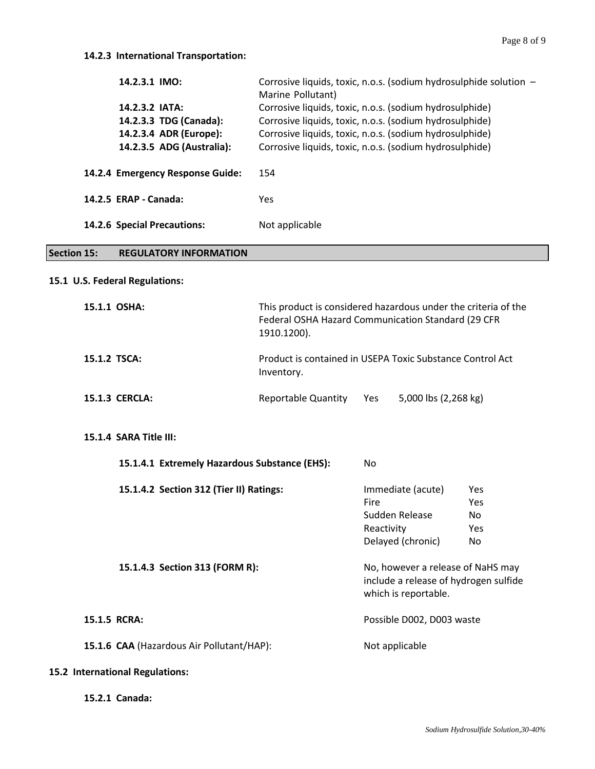**14.2.3 International Transportation:**

| | |
|---|---|
| **14.2.3.1 IMO:** | Corrosive liquids, toxic, n.o.s. (sodium hydrosulphide solution – Marine Pollutant) |
| **14.2.3.2 IATA:** | Corrosive liquids, toxic, n.o.s. (sodium hydrosulphide) |
| **14.2.3.3 TDG (Canada):** | Corrosive liquids, toxic, n.o.s. (sodium hydrosulphide) |
| **14.2.3.4 ADR (Europe):** | Corrosive liquids, toxic, n.o.s. (sodium hydrosulphide) |
| **14.2.3.5 ADG (Australia):** | Corrosive liquids, toxic, n.o.s. (sodium hydrosulphide) |

**14.2.4 Emergency Response Guide:** 154

**14.2.5 ERAP - Canada:** Yes

**14.2.6 Special Precautions:** Not applicable

## Section 15: REGULATORY INFORMATION

### 15.1 U.S. Federal Regulations:

**15.1.1 OSHA:** This product is considered hazardous under the criteria of the Federal OSHA Hazard Communication Standard (29 CFR 1910.1200).

**15.1.2 TSCA:** Product is contained in USEPA Toxic Substance Control Act Inventory.

**15.1.3 CERCLA:** Reportable Quantity Yes 5,000 lbs (2,268 kg)

**15.1.4 SARA Title III:**

**15.1.4.1 Extremely Hazardous Substance (EHS):** No

**15.1.4.2 Section 312 (Tier II) Ratings:**

| | |
|---|---|
| Immediate (acute) | Yes |
| Fire | Yes |
| Sudden Release | No |
| Reactivity | Yes |
| Delayed (chronic) | No |

**15.1.4.3 Section 313 (FORM R):** No, however a release of NaHS may include a release of hydrogen sulfide which is reportable.

**15.1.5 RCRA:** Possible D002, D003 waste

**15.1.6 CAA** (Hazardous Air Pollutant/HAP): Not applicable

### 15.2 International Regulations:

**15.2.1 Canada:**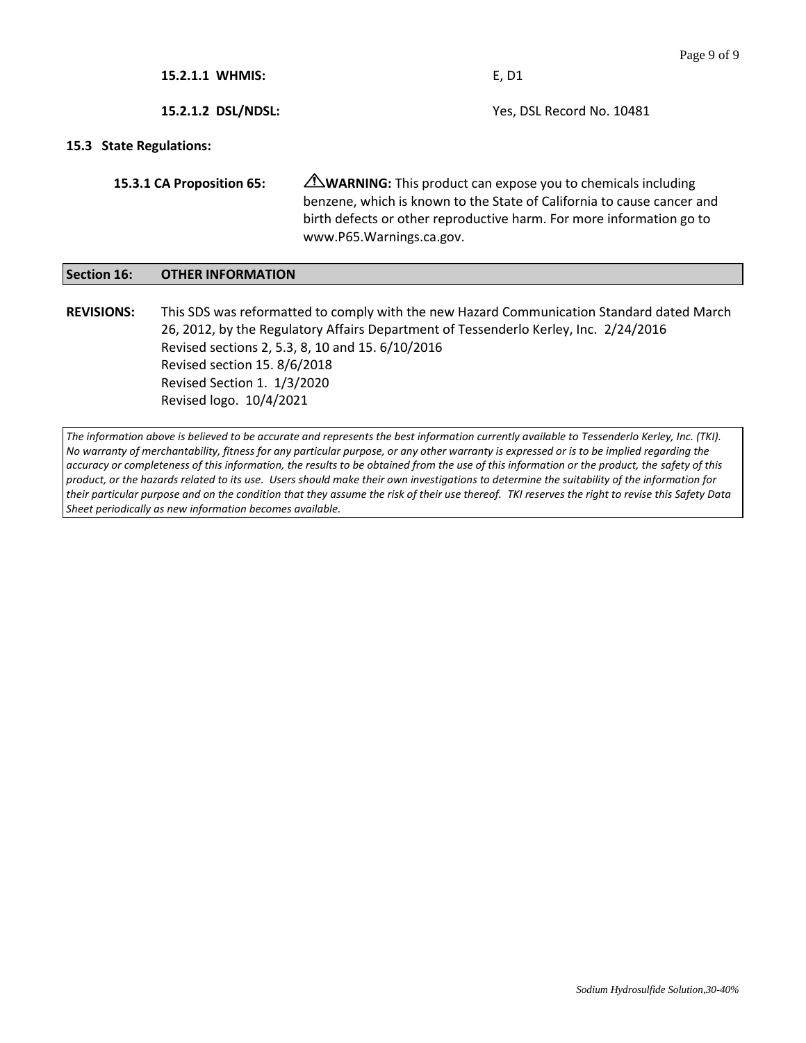**15.2.1.1 WHMIS:** E, D1

**15.2.1.2 DSL/NDSL:** Yes, DSL Record No. 10481

**15.3 State Regulations:**

**15.3.1 CA Proposition 65:** ⚠**WARNING:** This product can expose you to chemicals including benzene, which is known to the State of California to cause cancer and birth defects or other reproductive harm. For more information go to www.P65.Warnings.ca.gov.

## Section 16: OTHER INFORMATION

**REVISIONS:** This SDS was reformatted to comply with the new Hazard Communication Standard dated March 26, 2012, by the Regulatory Affairs Department of Tessenderlo Kerley, Inc. 2/24/2016
Revised sections 2, 5.3, 8, 10 and 15. 6/10/2016
Revised section 15. 8/6/2018
Revised Section 1. 1/3/2020
Revised logo. 10/4/2021

*The information above is believed to be accurate and represents the best information currently available to Tessenderlo Kerley, Inc. (TKI). No warranty of merchantability, fitness for any particular purpose, or any other warranty is expressed or is to be implied regarding the accuracy or completeness of this information, the results to be obtained from the use of this information or the product, the safety of this product, or the hazards related to its use. Users should make their own investigations to determine the suitability of the information for their particular purpose and on the condition that they assume the risk of their use thereof. TKI reserves the right to revise this Safety Data Sheet periodically as new information becomes available.*